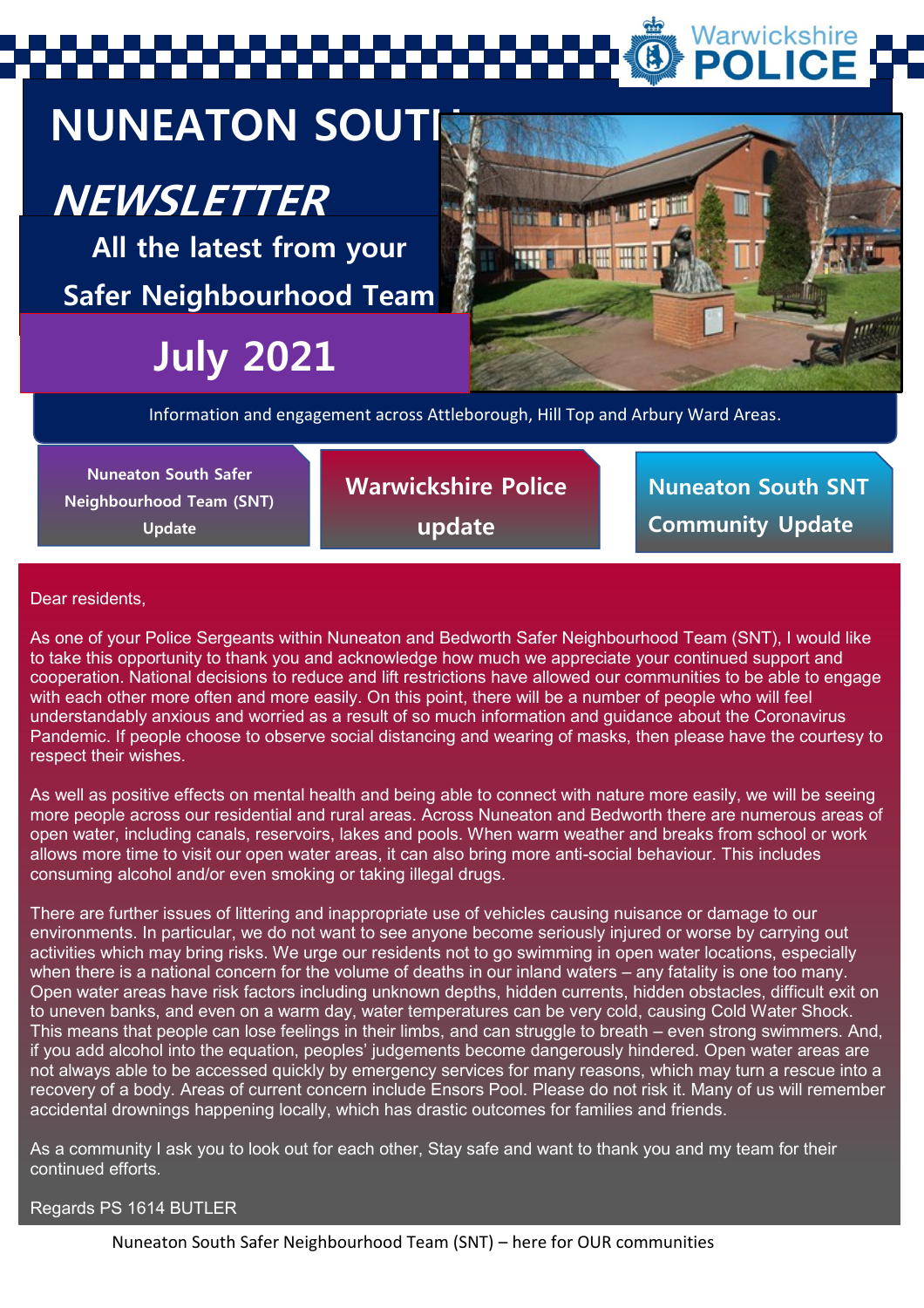Warwickshire POLICE

# NUNEATON SOUTH NEWSLETTER

## All the latest from your Safer Neighbourhood Team

## July 2021

Information and engagement across Attleborough, Hill Top and Arbury Ward Areas.

**Nuneaton South Safer Neighbourhood Team (SNT) Update**

**Warwickshire Police update**

**Nuneaton South SNT Community Update**

Dear residents,

As one of your Police Sergeants within Nuneaton and Bedworth Safer Neighbourhood Team (SNT), I would like to take this opportunity to thank you and acknowledge how much we appreciate your continued support and cooperation. National decisions to reduce and lift restrictions have allowed our communities to be able to engage with each other more often and more easily. On this point, there will be a number of people who will feel understandably anxious and worried as a result of so much information and guidance about the Coronavirus Pandemic. If people choose to observe social distancing and wearing of masks, then please have the courtesy to respect their wishes.

As well as positive effects on mental health and being able to connect with nature more easily, we will be seeing more people across our residential and rural areas. Across Nuneaton and Bedworth there are numerous areas of open water, including canals, reservoirs, lakes and pools. When warm weather and breaks from school or work allows more time to visit our open water areas, it can also bring more anti-social behaviour. This includes consuming alcohol and/or even smoking or taking illegal drugs.

There are further issues of littering and inappropriate use of vehicles causing nuisance or damage to our environments. In particular, we do not want to see anyone become seriously injured or worse by carrying out activities which may bring risks. We urge our residents not to go swimming in open water locations, especially when there is a national concern for the volume of deaths in our inland waters – any fatality is one too many. Open water areas have risk factors including unknown depths, hidden currents, hidden obstacles, difficult exit on to uneven banks, and even on a warm day, water temperatures can be very cold, causing Cold Water Shock. This means that people can lose feelings in their limbs, and can struggle to breath – even strong swimmers. And, if you add alcohol into the equation, peoples' judgements become dangerously hindered. Open water areas are not always able to be accessed quickly by emergency services for many reasons, which may turn a rescue into a recovery of a body. Areas of current concern include Ensors Pool. Please do not risk it. Many of us will remember accidental drownings happening locally, which has drastic outcomes for families and friends.

As a community I ask you to look out for each other, Stay safe and want to thank you and my team for their continued efforts.

Regards PS 1614 BUTLER

Nuneaton South Safer Neighbourhood Team (SNT) – here for OUR communities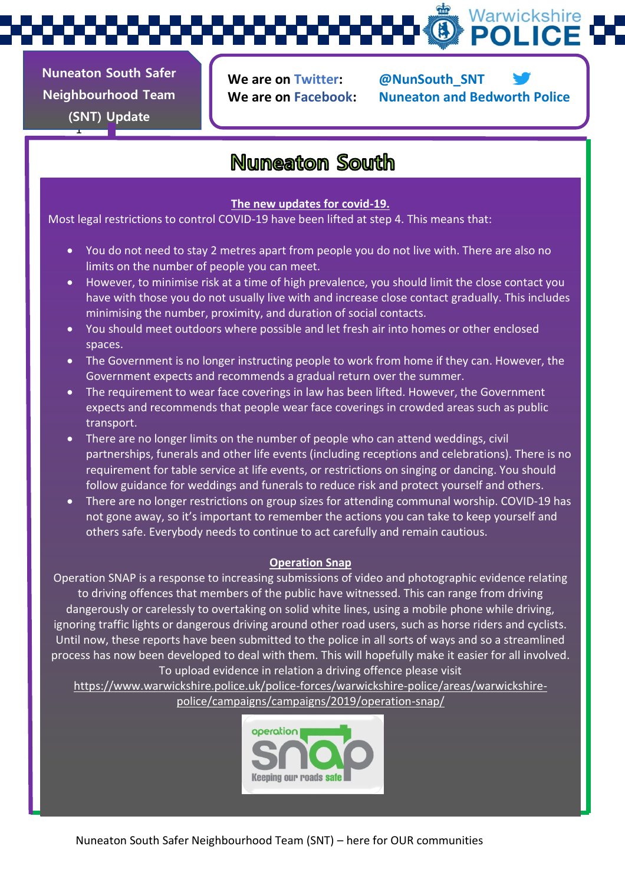Nuneaton South Safer Neighbourhood Team (SNT) Update

We are on Twitter: @NunSouth_SNT
We are on Facebook: Nuneaton and Bedworth Police

# Nuneaton South

## The new updates for covid-19.

Most legal restrictions to control COVID-19 have been lifted at step 4. This means that:

- You do not need to stay 2 metres apart from people you do not live with. There are also no limits on the number of people you can meet.
- However, to minimise risk at a time of high prevalence, you should limit the close contact you have with those you do not usually live with and increase close contact gradually. This includes minimising the number, proximity, and duration of social contacts.
- You should meet outdoors where possible and let fresh air into homes or other enclosed spaces.
- The Government is no longer instructing people to work from home if they can. However, the Government expects and recommends a gradual return over the summer.
- The requirement to wear face coverings in law has been lifted. However, the Government expects and recommends that people wear face coverings in crowded areas such as public transport.
- There are no longer limits on the number of people who can attend weddings, civil partnerships, funerals and other life events (including receptions and celebrations). There is no requirement for table service at life events, or restrictions on singing or dancing. You should follow guidance for weddings and funerals to reduce risk and protect yourself and others.
- There are no longer restrictions on group sizes for attending communal worship. COVID-19 has not gone away, so it's important to remember the actions you can take to keep yourself and others safe. Everybody needs to continue to act carefully and remain cautious.

## Operation Snap

Operation SNAP is a response to increasing submissions of video and photographic evidence relating to driving offences that members of the public have witnessed. This can range from driving dangerously or carelessly to overtaking on solid white lines, using a mobile phone while driving, ignoring traffic lights or dangerous driving around other road users, such as horse riders and cyclists. Until now, these reports have been submitted to the police in all sorts of ways and so a streamlined process has now been developed to deal with them. This will hopefully make it easier for all involved. To upload evidence in relation a driving offence please visit https://www.warwickshire.police.uk/police-forces/warwickshire-police/areas/warwickshire-police/campaigns/campaigns/2019/operation-snap/

operation snap — Keeping our roads safe

Nuneaton South Safer Neighbourhood Team (SNT) – here for OUR communities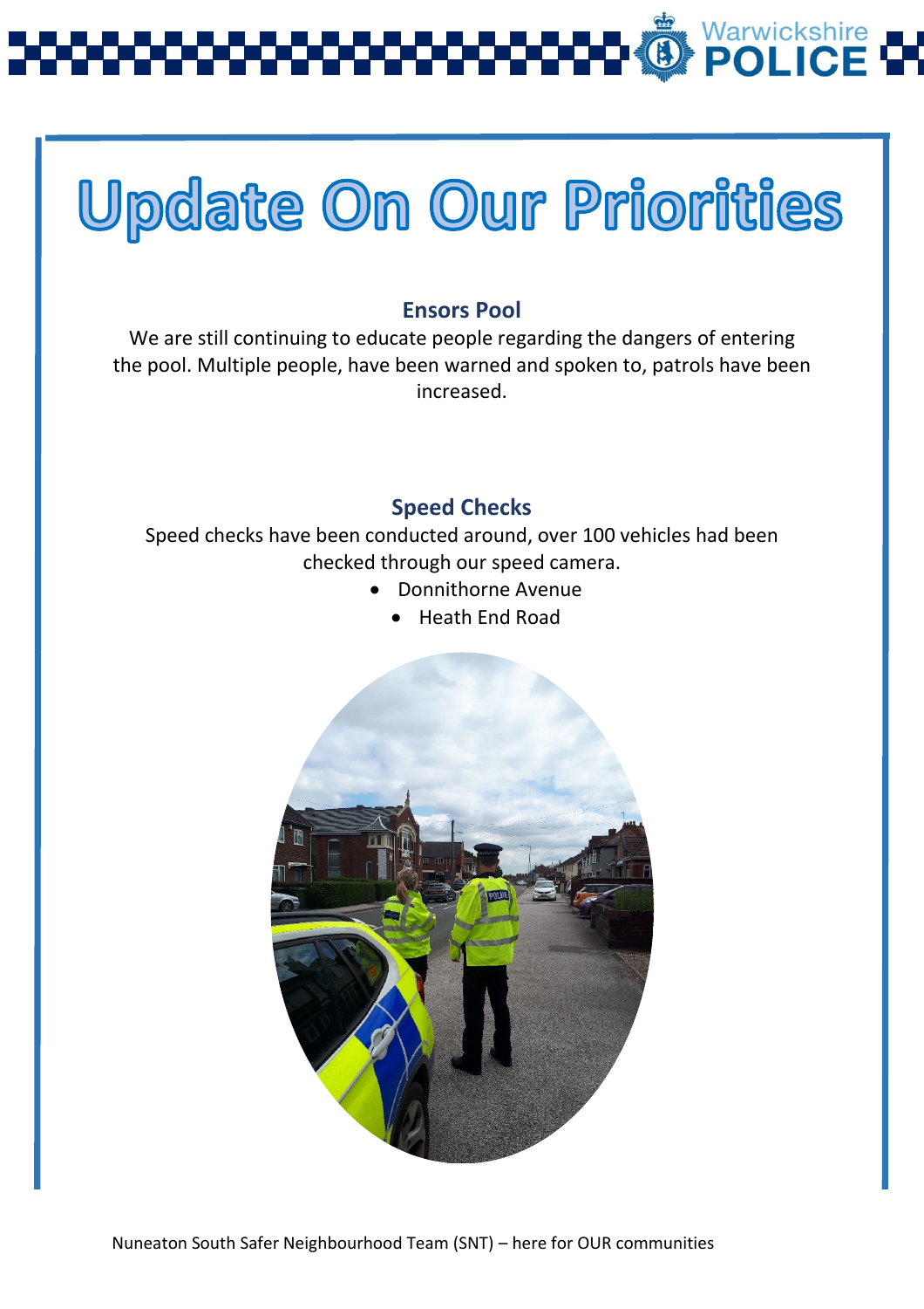# Update On Our Priorities

### Ensors Pool

We are still continuing to educate people regarding the dangers of entering the pool. Multiple people, have been warned and spoken to, patrols have been increased.

### Speed Checks

Speed checks have been conducted around, over 100 vehicles had been checked through our speed camera.

- Donnithorne Avenue
- Heath End Road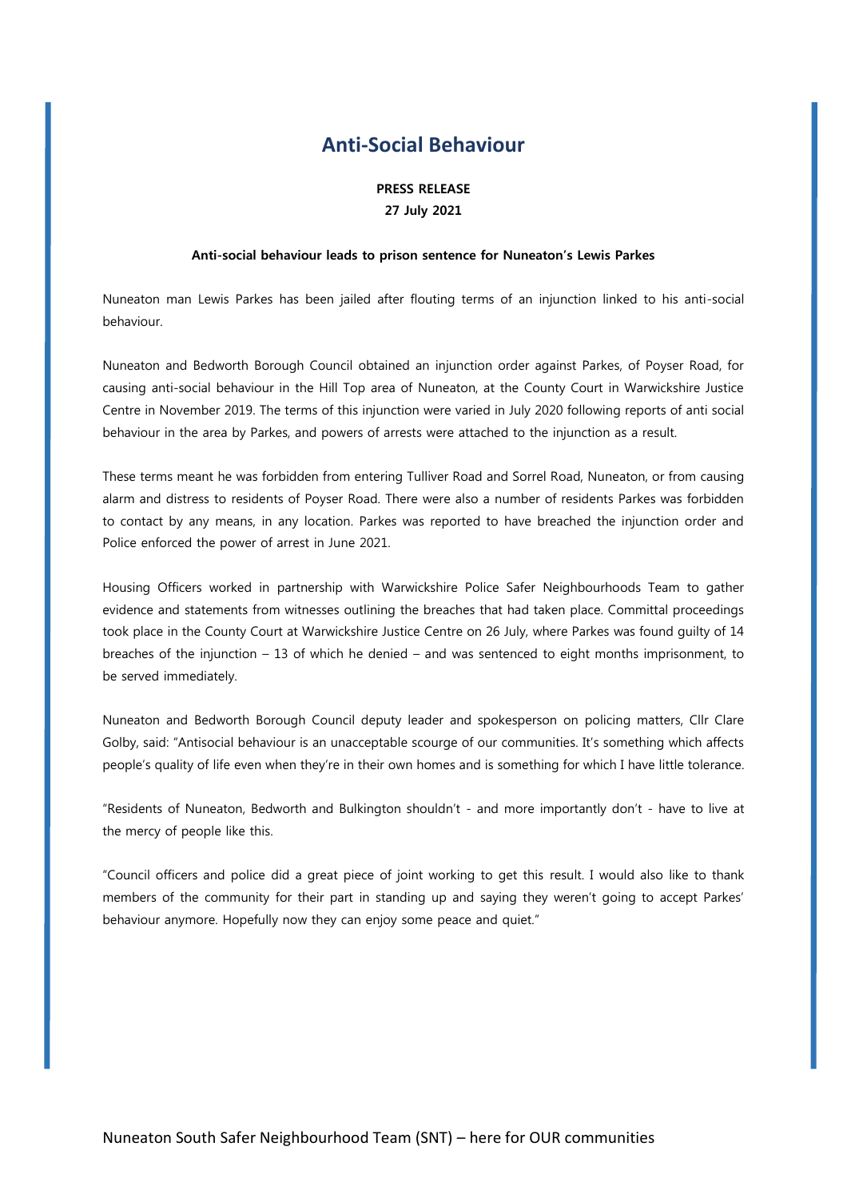# Anti-Social Behaviour

**PRESS RELEASE**
**27 July 2021**

**Anti-social behaviour leads to prison sentence for Nuneaton's Lewis Parkes**

Nuneaton man Lewis Parkes has been jailed after flouting terms of an injunction linked to his anti-social behaviour.

Nuneaton and Bedworth Borough Council obtained an injunction order against Parkes, of Poyser Road, for causing anti-social behaviour in the Hill Top area of Nuneaton, at the County Court in Warwickshire Justice Centre in November 2019. The terms of this injunction were varied in July 2020 following reports of anti social behaviour in the area by Parkes, and powers of arrests were attached to the injunction as a result.

These terms meant he was forbidden from entering Tulliver Road and Sorrel Road, Nuneaton, or from causing alarm and distress to residents of Poyser Road. There were also a number of residents Parkes was forbidden to contact by any means, in any location. Parkes was reported to have breached the injunction order and Police enforced the power of arrest in June 2021.

Housing Officers worked in partnership with Warwickshire Police Safer Neighbourhoods Team to gather evidence and statements from witnesses outlining the breaches that had taken place. Committal proceedings took place in the County Court at Warwickshire Justice Centre on 26 July, where Parkes was found guilty of 14 breaches of the injunction – 13 of which he denied – and was sentenced to eight months imprisonment, to be served immediately.

Nuneaton and Bedworth Borough Council deputy leader and spokesperson on policing matters, Cllr Clare Golby, said: "Antisocial behaviour is an unacceptable scourge of our communities. It's something which affects people's quality of life even when they're in their own homes and is something for which I have little tolerance.

"Residents of Nuneaton, Bedworth and Bulkington shouldn't - and more importantly don't - have to live at the mercy of people like this.

"Council officers and police did a great piece of joint working to get this result. I would also like to thank members of the community for their part in standing up and saying they weren't going to accept Parkes' behaviour anymore. Hopefully now they can enjoy some peace and quiet."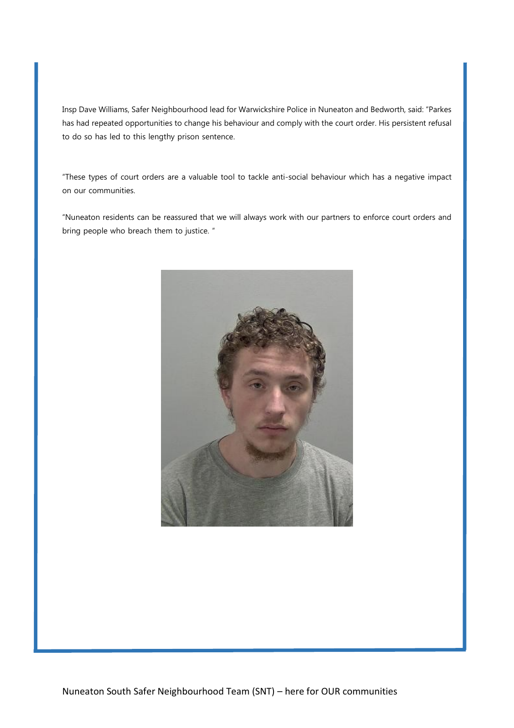Insp Dave Williams, Safer Neighbourhood lead for Warwickshire Police in Nuneaton and Bedworth, said: "Parkes has had repeated opportunities to change his behaviour and comply with the court order. His persistent refusal to do so has led to this lengthy prison sentence.

"These types of court orders are a valuable tool to tackle anti-social behaviour which has a negative impact on our communities.

"Nuneaton residents can be reassured that we will always work with our partners to enforce court orders and bring people who breach them to justice. "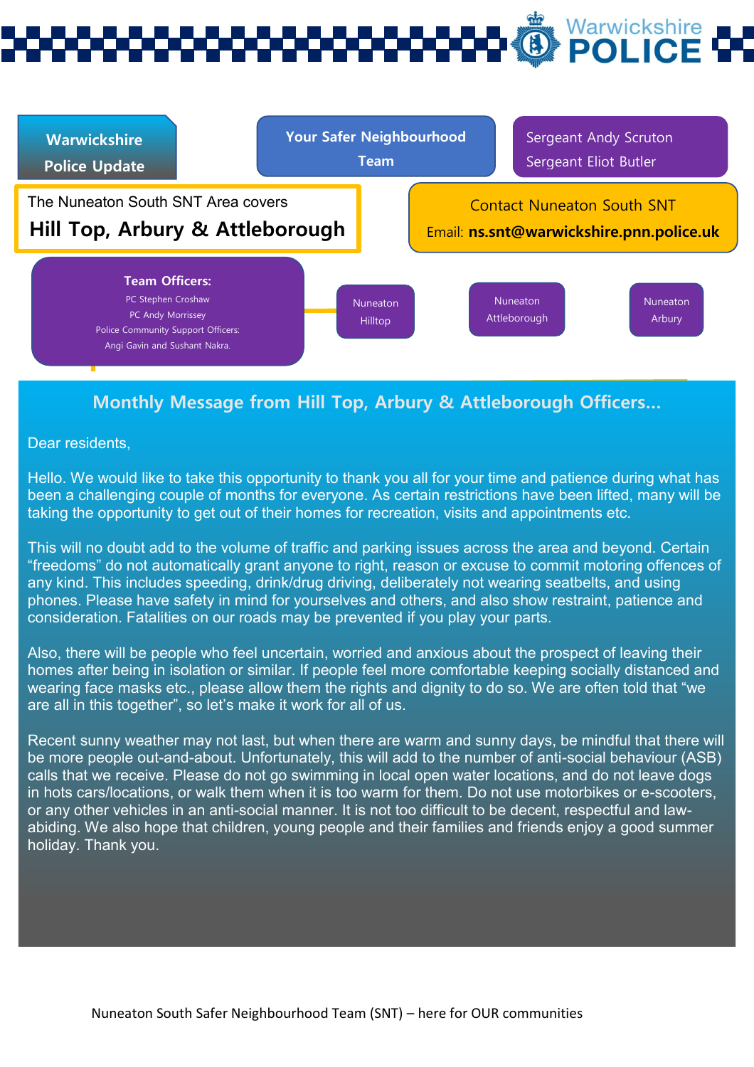Warwickshire POLICE

**Warwickshire Police Update**

**Your Safer Neighbourhood Team**

Sergeant Andy Scruton
Sergeant Eliot Butler

The Nuneaton South SNT Area covers

**Hill Top, Arbury & Attleborough**

Contact Nuneaton South SNT

Email: **ns.snt@warwickshire.pnn.police.uk**

**Team Officers:**

PC Stephen Croshaw
PC Andy Morrissey
Police Community Support Officers:
Angi Gavin and Sushant Nakra.

Nuneaton Hilltop

Nuneaton Attleborough

Nuneaton Arbury

## Monthly Message from Hill Top, Arbury & Attleborough Officers...

Dear residents,

Hello. We would like to take this opportunity to thank you all for your time and patience during what has been a challenging couple of months for everyone. As certain restrictions have been lifted, many will be taking the opportunity to get out of their homes for recreation, visits and appointments etc.

This will no doubt add to the volume of traffic and parking issues across the area and beyond. Certain "freedoms" do not automatically grant anyone to right, reason or excuse to commit motoring offences of any kind. This includes speeding, drink/drug driving, deliberately not wearing seatbelts, and using phones. Please have safety in mind for yourselves and others, and also show restraint, patience and consideration. Fatalities on our roads may be prevented if you play your parts.

Also, there will be people who feel uncertain, worried and anxious about the prospect of leaving their homes after being in isolation or similar. If people feel more comfortable keeping socially distanced and wearing face masks etc., please allow them the rights and dignity to do so. We are often told that "we are all in this together", so let's make it work for all of us.

Recent sunny weather may not last, but when there are warm and sunny days, be mindful that there will be more people out-and-about. Unfortunately, this will add to the number of anti-social behaviour (ASB) calls that we receive. Please do not go swimming in local open water locations, and do not leave dogs in hots cars/locations, or walk them when it is too warm for them. Do not use motorbikes or e-scooters, or any other vehicles in an anti-social manner. It is not too difficult to be decent, respectful and law-abiding. We also hope that children, young people and their families and friends enjoy a good summer holiday. Thank you.

Nuneaton South Safer Neighbourhood Team (SNT) – here for OUR communities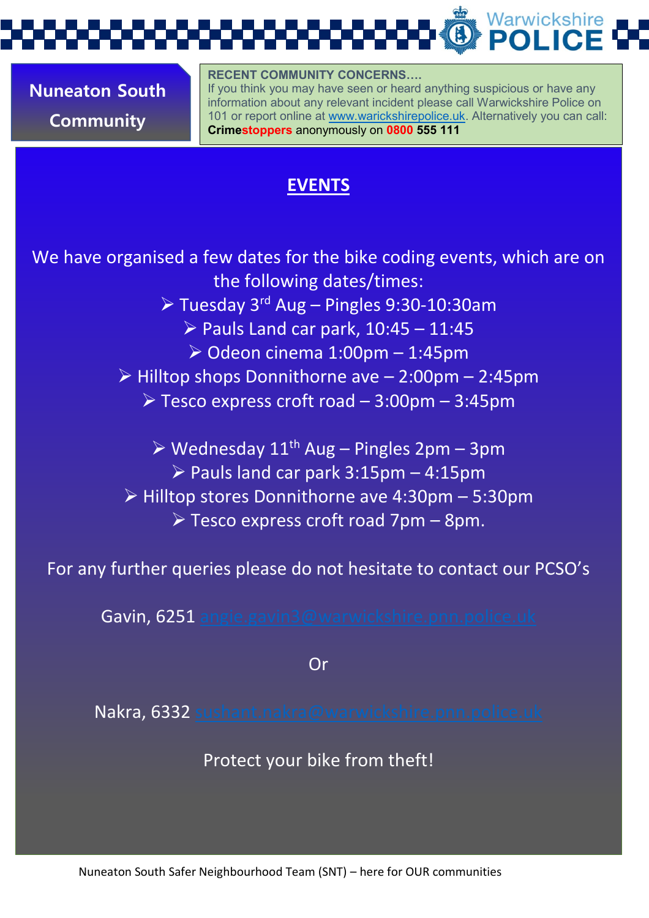**Nuneaton South Community**

**RECENT COMMUNITY CONCERNS….**
If you think you may have seen or heard anything suspicious or have any information about any relevant incident please call Warwickshire Police on 101 or report online at www.warickshirepolice.uk. Alternatively you can call: **Crimestoppers** anonymously on **0800 555 111**

## EVENTS

We have organised a few dates for the bike coding events, which are on the following dates/times:

- Tuesday 3rd Aug – Pingles 9:30-10:30am
- Pauls Land car park, 10:45 – 11:45
- Odeon cinema 1:00pm – 1:45pm
- Hilltop shops Donnithorne ave – 2:00pm – 2:45pm
- Tesco express croft road – 3:00pm – 3:45pm

- Wednesday 11th Aug – Pingles 2pm – 3pm
- Pauls land car park 3:15pm – 4:15pm
- Hilltop stores Donnithorne ave 4:30pm – 5:30pm
- Tesco express croft road 7pm – 8pm.

For any further queries please do not hesitate to contact our PCSO's

Gavin, 6251 angie.gavin3@warwickshire.pnn.police.uk

Or

Nakra, 6332 sushant.nakra@warwickshire.pnn.police.uk

Protect your bike from theft!

Nuneaton South Safer Neighbourhood Team (SNT) – here for OUR communities